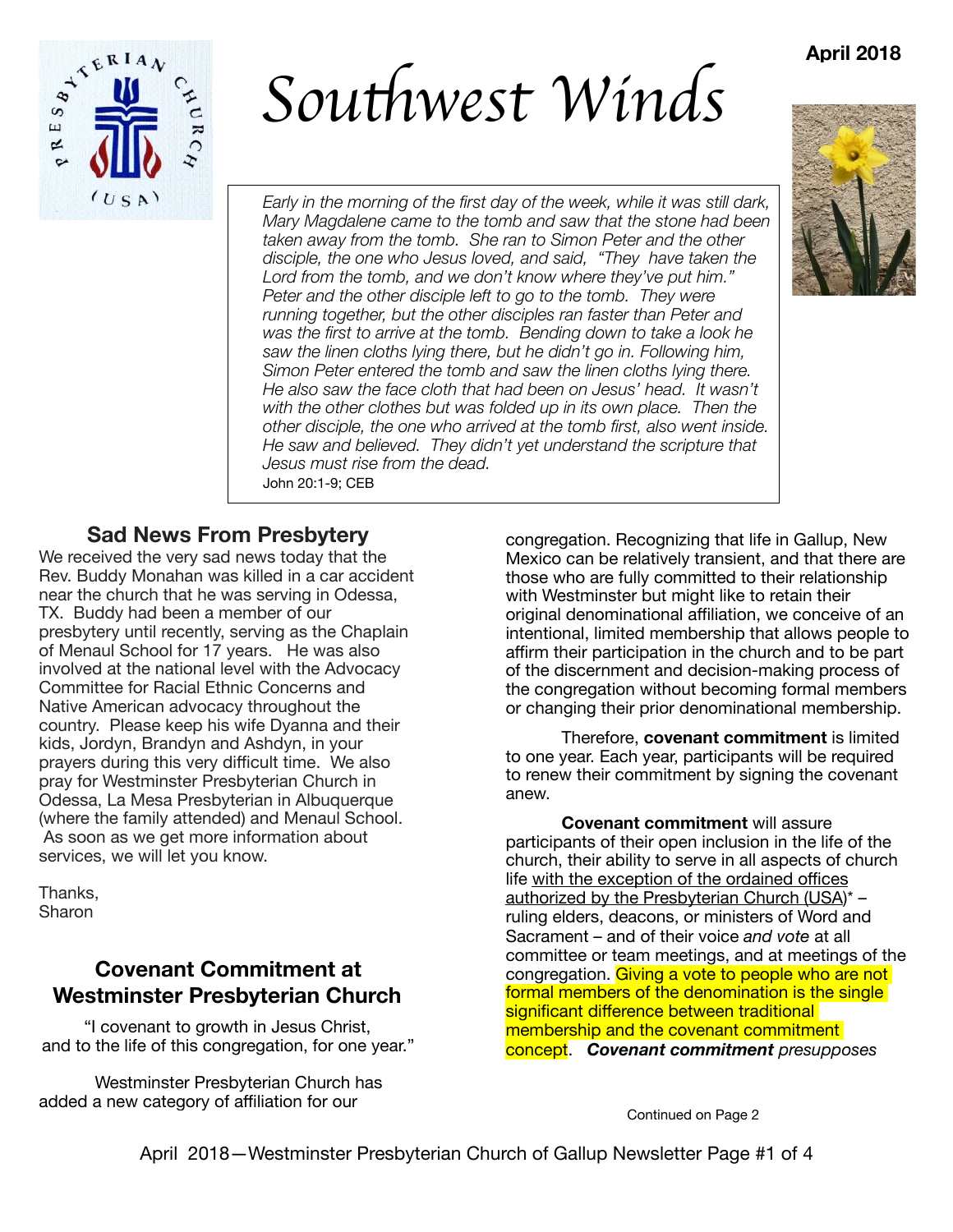April 2018

# Southwest Winds

*Early in the morning of the first day of the week, while it was still dark, Mary Magdalene came to the tomb and saw that the stone had been taken away from the tomb. She ran to Simon Peter and the other disciple, the one who Jesus loved, and said, "They have taken the Lord from the tomb, and we don't know where they've put him." Peter and the other disciple left to go to the tomb. They were running together, but the other disciples ran faster than Peter and was the first to arrive at the tomb. Bending down to take a look he saw the linen cloths lying there, but he didn't go in. Following him, Simon Peter entered the tomb and saw the linen cloths lying there. He also saw the face cloth that had been on Jesus' head. It wasn't with the other clothes but was folded up in its own place. Then the other disciple, the one who arrived at the tomb first, also went inside. He saw and believed. They didn't yet understand the scripture that Jesus must rise from the dead.*

John 20:1-9; CEB

## Sad News From Presbytery

We received the very sad news today that the Rev. Buddy Monahan was killed in a car accident near the church that he was serving in Odessa, TX. Buddy had been a member of our presbytery until recently, serving as the Chaplain of Menaul School for 17 years. He was also involved at the national level with the Advocacy Committee for Racial Ethnic Concerns and Native American advocacy throughout the country. Please keep his wife Dyanna and their kids, Jordyn, Brandyn and Ashdyn, in your prayers during this very difficult time. We also pray for Westminster Presbyterian Church in Odessa, La Mesa Presbyterian in Albuquerque (where the family attended) and Menaul School. As soon as we get more information about services, we will let you know.

Thanks,
Sharon

## Covenant Commitment at Westminster Presbyterian Church

"I covenant to growth in Jesus Christ, and to the life of this congregation, for one year."

Westminster Presbyterian Church has added a new category of affiliation for our congregation. Recognizing that life in Gallup, New Mexico can be relatively transient, and that there are those who are fully committed to their relationship with Westminster but might like to retain their original denominational affiliation, we conceive of an intentional, limited membership that allows people to affirm their participation in the church and to be part of the discernment and decision-making process of the congregation without becoming formal members or changing their prior denominational membership.

Therefore, **covenant commitment** is limited to one year. Each year, participants will be required to renew their commitment by signing the covenant anew.

**Covenant commitment** will assure participants of their open inclusion in the life of the church, their ability to serve in all aspects of church life with the exception of the ordained offices authorized by the Presbyterian Church (USA)* – ruling elders, deacons, or ministers of Word and Sacrament – and of their voice *and vote* at all committee or team meetings, and at meetings of the congregation. Giving a vote to people who are not formal members of the denomination is the single significant difference between traditional membership and the covenant commitment concept. ***Covenant commitment*** *presupposes*

Continued on Page 2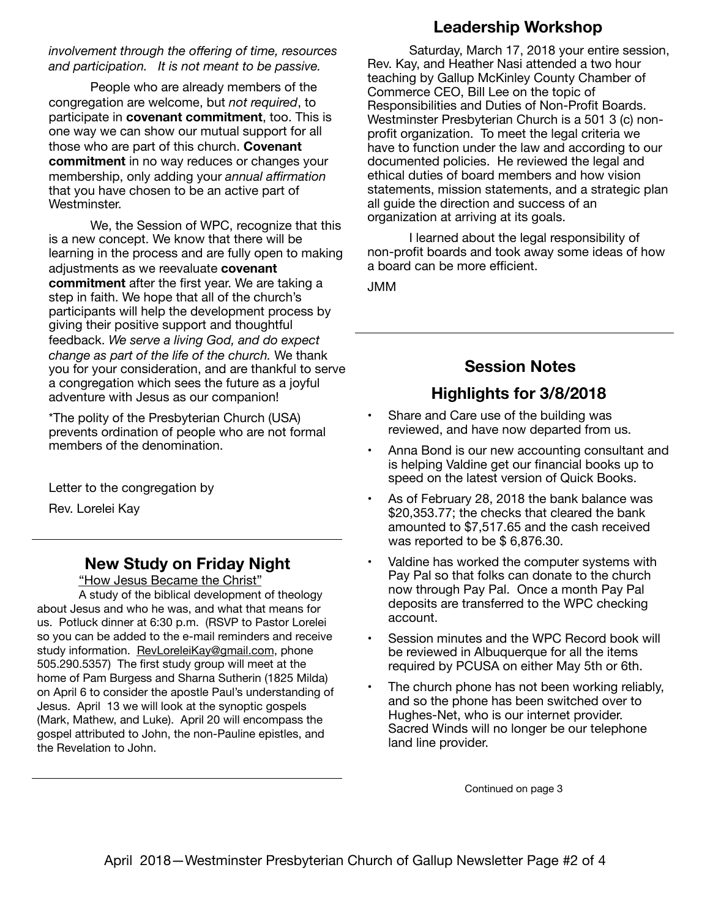*involvement through the offering of time, resources and participation. It is not meant to be passive.*

People who are already members of the congregation are welcome, but *not required*, to participate in **covenant commitment**, too. This is one way we can show our mutual support for all those who are part of this church. **Covenant commitment** in no way reduces or changes your membership, only adding your *annual affirmation* that you have chosen to be an active part of Westminster.

We, the Session of WPC, recognize that this is a new concept. We know that there will be learning in the process and are fully open to making adjustments as we reevaluate **covenant commitment** after the first year. We are taking a step in faith. We hope that all of the church's participants will help the development process by giving their positive support and thoughtful feedback. *We serve a living God, and do expect change as part of the life of the church.* We thank you for your consideration, and are thankful to serve a congregation which sees the future as a joyful adventure with Jesus as our companion!

*The polity of the Presbyterian Church (USA) prevents ordination of people who are not formal members of the denomination.

Letter to the congregation by

Rev. Lorelei Kay

---

## New Study on Friday Night

"How Jesus Became the Christ"

A study of the biblical development of theology about Jesus and who he was, and what that means for us. Potluck dinner at 6:30 p.m. (RSVP to Pastor Lorelei so you can be added to the e-mail reminders and receive study information. RevLoreleiKay@gmail.com, phone 505.290.5357) The first study group will meet at the home of Pam Burgess and Sharna Sutherin (1825 Milda) on April 6 to consider the apostle Paul's understanding of Jesus. April 13 we will look at the synoptic gospels (Mark, Mathew, and Luke). April 20 will encompass the gospel attributed to John, the non-Pauline epistles, and the Revelation to John.

---

## Leadership Workshop

Saturday, March 17, 2018 your entire session, Rev. Kay, and Heather Nasi attended a two hour teaching by Gallup McKinley County Chamber of Commerce CEO, Bill Lee on the topic of Responsibilities and Duties of Non-Profit Boards. Westminster Presbyterian Church is a 501 3 (c) non-profit organization. To meet the legal criteria we have to function under the law and according to our documented policies. He reviewed the legal and ethical duties of board members and how vision statements, mission statements, and a strategic plan all guide the direction and success of an organization at arriving at its goals.

I learned about the legal responsibility of non-profit boards and took away some ideas of how a board can be more efficient.

JMM

---

## Session Notes

## Highlights for 3/8/2018

- Share and Care use of the building was reviewed, and have now departed from us.
- Anna Bond is our new accounting consultant and is helping Valdine get our financial books up to speed on the latest version of Quick Books.
- As of February 28, 2018 the bank balance was \$20,353.77; the checks that cleared the bank amounted to \$7,517.65 and the cash received was reported to be \$ 6,876.30.
- Valdine has worked the computer systems with Pay Pal so that folks can donate to the church now through Pay Pal. Once a month Pay Pal deposits are transferred to the WPC checking account.
- Session minutes and the WPC Record book will be reviewed in Albuquerque for all the items required by PCUSA on either May 5th or 6th.
- The church phone has not been working reliably, and so the phone has been switched over to Hughes-Net, who is our internet provider. Sacred Winds will no longer be our telephone land line provider.

Continued on page 3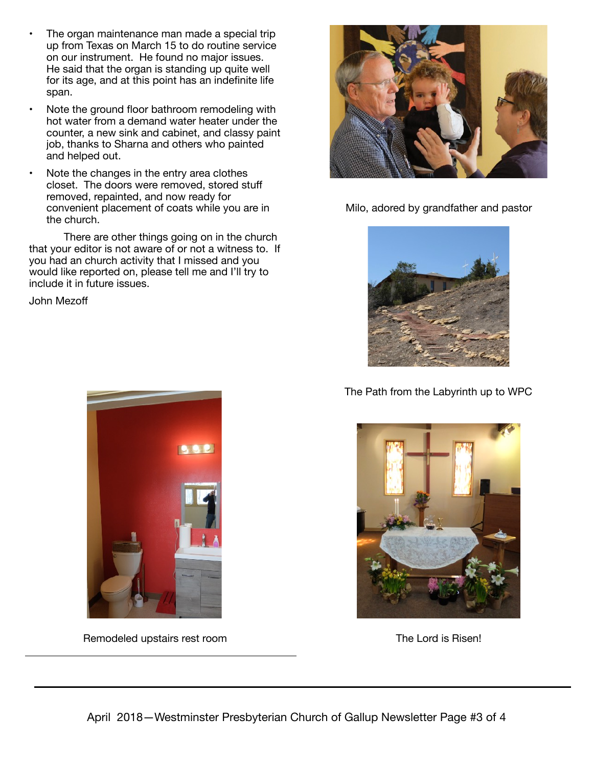- The organ maintenance man made a special trip up from Texas on March 15 to do routine service on our instrument. He found no major issues. He said that the organ is standing up quite well for its age, and at this point has an indefinite life span.
- Note the ground floor bathroom remodeling with hot water from a demand water heater under the counter, a new sink and cabinet, and classy paint job, thanks to Sharna and others who painted and helped out.
- Note the changes in the entry area clothes closet. The doors were removed, stored stuff removed, repainted, and now ready for convenient placement of coats while you are in the church.

There are other things going on in the church that your editor is not aware of or not a witness to. If you had an church activity that I missed and you would like reported on, please tell me and I'll try to include it in future issues.

John Mezoff

Milo, adored by grandfather and pastor

The Path from the Labyrinth up to WPC

Remodeled upstairs rest room

The Lord is Risen!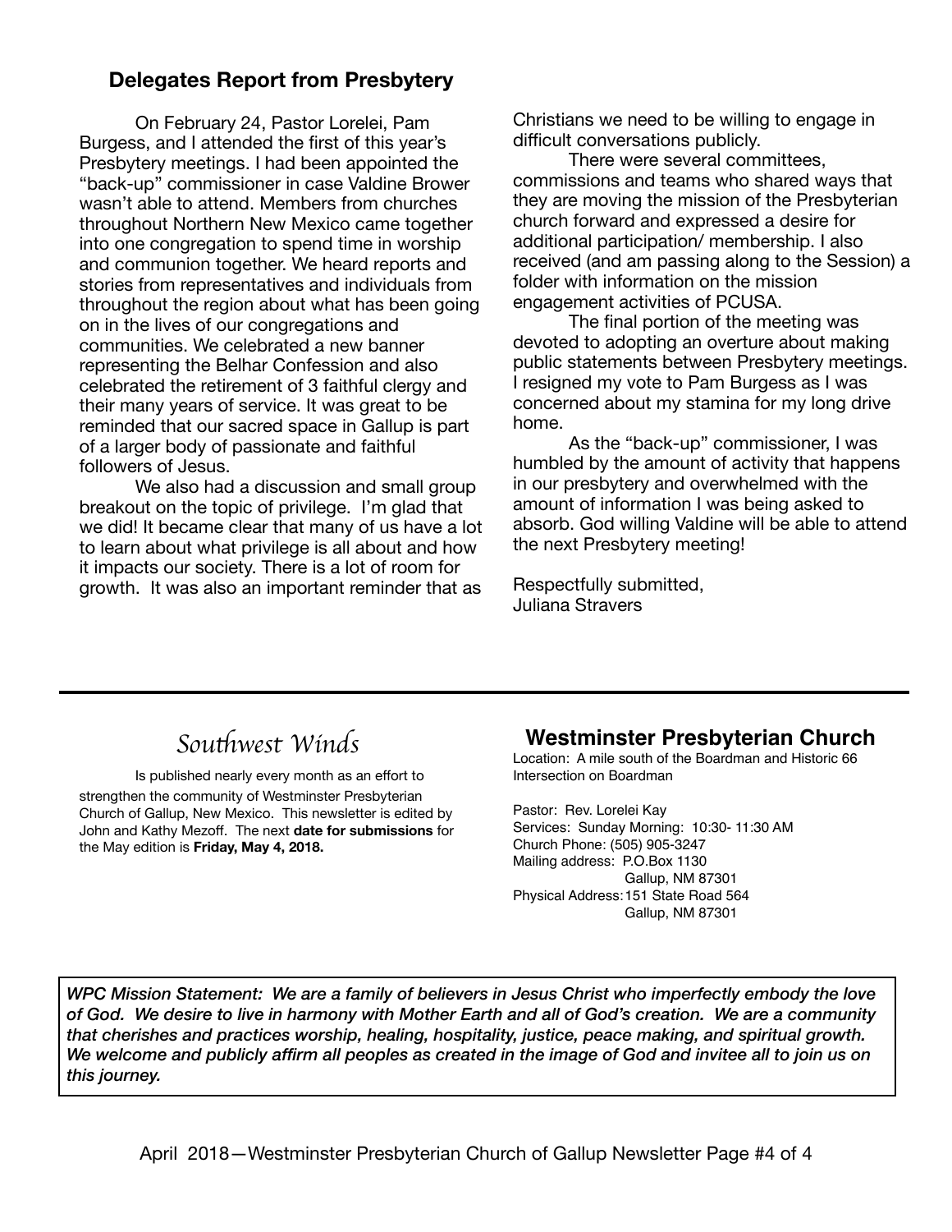## Delegates Report from Presbytery

On February 24, Pastor Lorelei, Pam Burgess, and I attended the first of this year's Presbytery meetings. I had been appointed the "back-up" commissioner in case Valdine Brower wasn't able to attend. Members from churches throughout Northern New Mexico came together into one congregation to spend time in worship and communion together. We heard reports and stories from representatives and individuals from throughout the region about what has been going on in the lives of our congregations and communities. We celebrated a new banner representing the Belhar Confession and also celebrated the retirement of 3 faithful clergy and their many years of service. It was great to be reminded that our sacred space in Gallup is part of a larger body of passionate and faithful followers of Jesus.

We also had a discussion and small group breakout on the topic of privilege. I'm glad that we did! It became clear that many of us have a lot to learn about what privilege is all about and how it impacts our society. There is a lot of room for growth. It was also an important reminder that as Christians we need to be willing to engage in difficult conversations publicly.

There were several committees, commissions and teams who shared ways that they are moving the mission of the Presbyterian church forward and expressed a desire for additional participation/ membership. I also received (and am passing along to the Session) a folder with information on the mission engagement activities of PCUSA.

The final portion of the meeting was devoted to adopting an overture about making public statements between Presbytery meetings. I resigned my vote to Pam Burgess as I was concerned about my stamina for my long drive home.

As the "back-up" commissioner, I was humbled by the amount of activity that happens in our presbytery and overwhelmed with the amount of information I was being asked to absorb. God willing Valdine will be able to attend the next Presbytery meeting!

Respectfully submitted,
Juliana Stravers

---

## *Southwest Winds*

Is published nearly every month as an effort to strengthen the community of Westminster Presbyterian Church of Gallup, New Mexico. This newsletter is edited by John and Kathy Mezoff. The next **date for submissions** for the May edition is **Friday, May 4, 2018.**

## Westminster Presbyterian Church

Location: A mile south of the Boardman and Historic 66 Intersection on Boardman

Pastor: Rev. Lorelei Kay
Services: Sunday Morning: 10:30- 11:30 AM
Church Phone: (505) 905-3247
Mailing address: P.O.Box 1130
Gallup, NM 87301
Physical Address: 151 State Road 564
Gallup, NM 87301

***WPC Mission Statement: We are a family of believers in Jesus Christ who imperfectly embody the love of God. We desire to live in harmony with Mother Earth and all of God's creation. We are a community that cherishes and practices worship, healing, hospitality, justice, peace making, and spiritual growth. We welcome and publicly affirm all peoples as created in the image of God and invitee all to join us on this journey.***